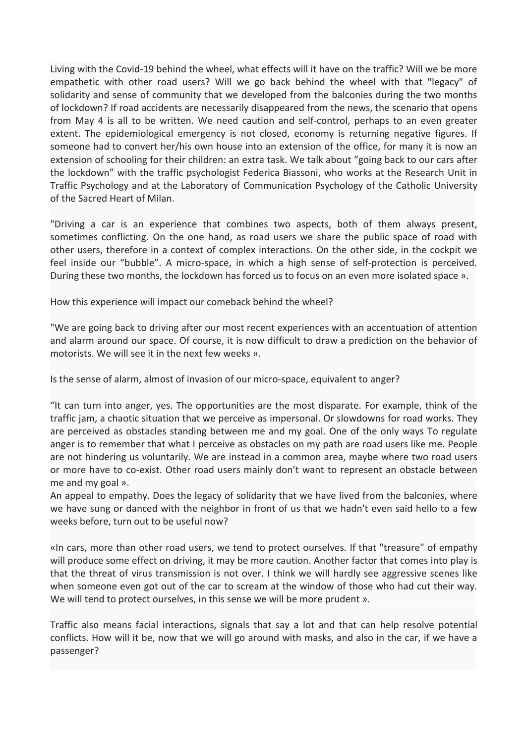Living with the Covid-19 behind the wheel, what effects will it have on the traffic? Will we be more empathetic with other road users? Will we go back behind the wheel with that "legacy" of solidarity and sense of community that we developed from the balconies during the two months of lockdown? If road accidents are necessarily disappeared from the news, the scenario that opens from May 4 is all to be written. We need caution and self-control, perhaps to an even greater extent. The epidemiological emergency is not closed, economy is returning negative figures. If someone had to convert her/his own house into an extension of the office, for many it is now an extension of schooling for their children: an extra task. We talk about "going back to our cars after the lockdown" with the traffic psychologist Federica Biassoni, who works at the Research Unit in Traffic Psychology and at the Laboratory of Communication Psychology of the Catholic University of the Sacred Heart of Milan.

"Driving a car is an experience that combines two aspects, both of them always present, sometimes conflicting. On the one hand, as road users we share the public space of road with other users, therefore in a context of complex interactions. On the other side, in the cockpit we feel inside our "bubble". A micro-space, in which a high sense of self-protection is perceived. During these two months, the lockdown has forced us to focus on an even more isolated space ».

How this experience will impact our comeback behind the wheel?

"We are going back to driving after our most recent experiences with an accentuation of attention and alarm around our space. Of course, it is now difficult to draw a prediction on the behavior of motorists. We will see it in the next few weeks ».

Is the sense of alarm, almost of invasion of our micro-space, equivalent to anger?

"It can turn into anger, yes. The opportunities are the most disparate. For example, think of the traffic jam, a chaotic situation that we perceive as impersonal. Or slowdowns for road works. They are perceived as obstacles standing between me and my goal. One of the only ways To regulate anger is to remember that what I perceive as obstacles on my path are road users like me. People are not hindering us voluntarily. We are instead in a common area, maybe where two road users or more have to co-exist. Other road users mainly don't want to represent an obstacle between me and my goal ».

An appeal to empathy. Does the legacy of solidarity that we have lived from the balconies, where we have sung or danced with the neighbor in front of us that we hadn't even said hello to a few weeks before, turn out to be useful now?

«In cars, more than other road users, we tend to protect ourselves. If that "treasure" of empathy will produce some effect on driving, it may be more caution. Another factor that comes into play is that the threat of virus transmission is not over. I think we will hardly see aggressive scenes like when someone even got out of the car to scream at the window of those who had cut their way. We will tend to protect ourselves, in this sense we will be more prudent ».

Traffic also means facial interactions, signals that say a lot and that can help resolve potential conflicts. How will it be, now that we will go around with masks, and also in the car, if we have a passenger?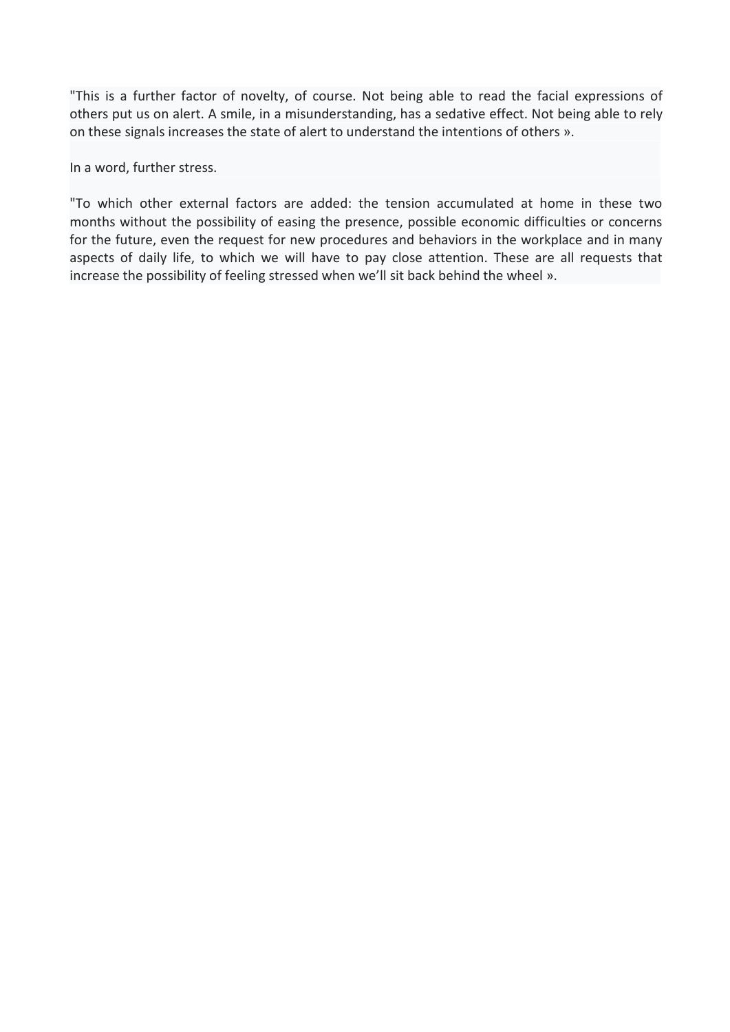"This is a further factor of novelty, of course. Not being able to read the facial expressions of others put us on alert. A smile, in a misunderstanding, has a sedative effect. Not being able to rely on these signals increases the state of alert to understand the intentions of others ».

In a word, further stress.

"To which other external factors are added: the tension accumulated at home in these two months without the possibility of easing the presence, possible economic difficulties or concerns for the future, even the request for new procedures and behaviors in the workplace and in many aspects of daily life, to which we will have to pay close attention. These are all requests that increase the possibility of feeling stressed when we'll sit back behind the wheel ».